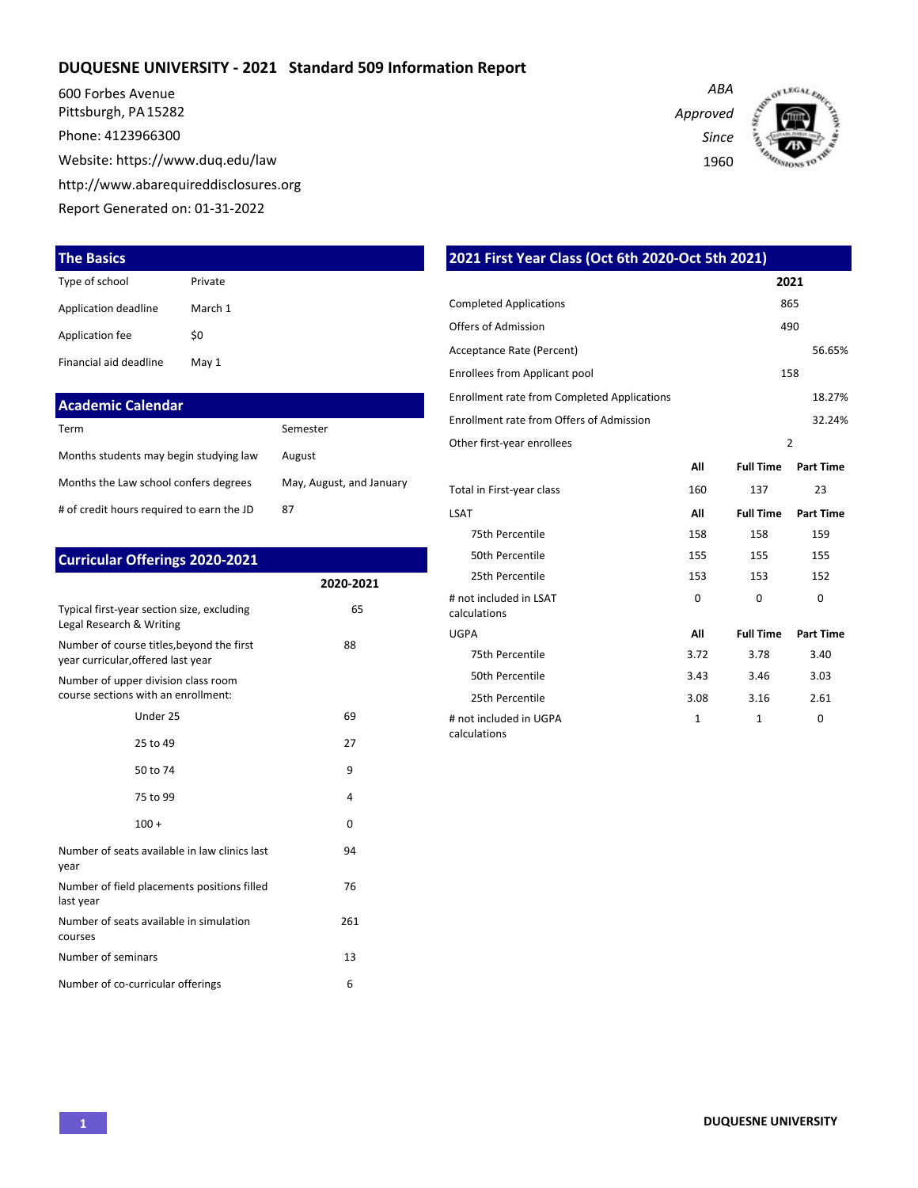# DUQUESNE UNIVERSITY - 2021 Standard 509 Information Report

600 Forbes Avenue
Pittsburgh, PA 15282

Phone: 4123966300

Website: https://www.duq.edu/law

http://www.abarequireddisclosures.org

Report Generated on: 01-31-2022

*ABA Approved Since 1960*

## The Basics

| | |
|---|---|
| Type of school | Private |
| Application deadline | March 1 |
| Application fee | $0 |
| Financial aid deadline | May 1 |

## Academic Calendar

| | |
|---|---|
| Term | Semester |
| Months students may begin studying law | August |
| Months the Law school confers degrees | May, August, and January |
| # of credit hours required to earn the JD | 87 |

## Curricular Offerings 2020-2021

| | 2020-2021 |
|---|---|
| Typical first-year section size, excluding Legal Research & Writing | 65 |
| Number of course titles,beyond the first year curricular,offered last year | 88 |
| Number of upper division class room course sections with an enrollment: | |
| Under 25 | 69 |
| 25 to 49 | 27 |
| 50 to 74 | 9 |
| 75 to 99 | 4 |
| 100 + | 0 |
| Number of seats available in law clinics last year | 94 |
| Number of field placements positions filled last year | 76 |
| Number of seats available in simulation courses | 261 |
| Number of seminars | 13 |
| Number of co-curricular offerings | 6 |

## 2021 First Year Class (Oct 6th 2020-Oct 5th 2021)

| | 2021 |
|---|---|
| Completed Applications | 865 |
| Offers of Admission | 490 |
| Acceptance Rate (Percent) | 56.65% |
| Enrollees from Applicant pool | 158 |
| Enrollment rate from Completed Applications | 18.27% |
| Enrollment rate from Offers of Admission | 32.24% |
| Other first-year enrollees | 2 |

| | All | Full Time | Part Time |
|---|---|---|---|
| Total in First-year class | 160 | 137 | 23 |
| **LSAT** | **All** | **Full Time** | **Part Time** |
| 75th Percentile | 158 | 158 | 159 |
| 50th Percentile | 155 | 155 | 155 |
| 25th Percentile | 153 | 153 | 152 |
| # not included in LSAT calculations | 0 | 0 | 0 |
| **UGPA** | **All** | **Full Time** | **Part Time** |
| 75th Percentile | 3.72 | 3.78 | 3.40 |
| 50th Percentile | 3.43 | 3.46 | 3.03 |
| 25th Percentile | 3.08 | 3.16 | 2.61 |
| # not included in UGPA calculations | 1 | 1 | 0 |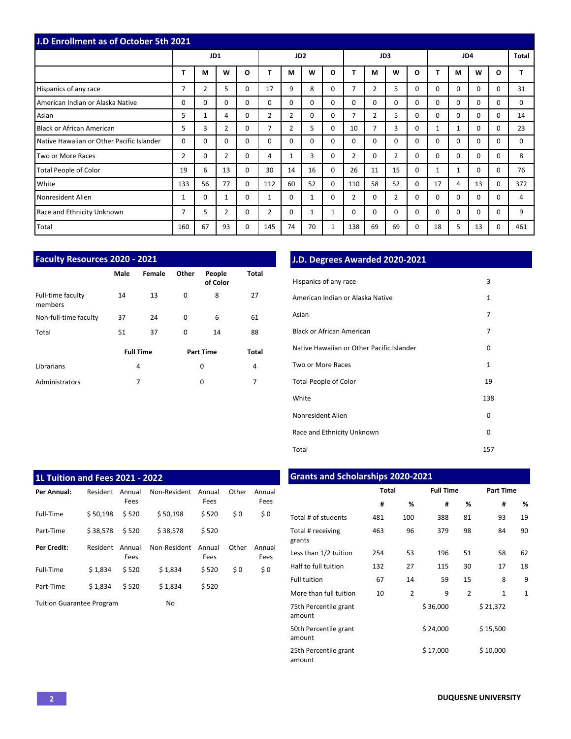## J.D Enrollment as of October 5th 2021

| | JD1 | | | | JD2 | | | | JD3 | | | | JD4 | | | | Total |
|---|---|---|---|---|---|---|---|---|---|---|---|---|---|---|---|---|---|
| | T | M | W | O | T | M | W | O | T | M | W | O | T | M | W | O | T |
| Hispanics of any race | 7 | 2 | 5 | 0 | 17 | 9 | 8 | 0 | 7 | 2 | 5 | 0 | 0 | 0 | 0 | 0 | 31 |
| American Indian or Alaska Native | 0 | 0 | 0 | 0 | 0 | 0 | 0 | 0 | 0 | 0 | 0 | 0 | 0 | 0 | 0 | 0 | 0 |
| Asian | 5 | 1 | 4 | 0 | 2 | 2 | 0 | 0 | 7 | 2 | 5 | 0 | 0 | 0 | 0 | 0 | 14 |
| Black or African American | 5 | 3 | 2 | 0 | 7 | 2 | 5 | 0 | 10 | 7 | 3 | 0 | 1 | 1 | 0 | 0 | 23 |
| Native Hawaiian or Other Pacific Islander | 0 | 0 | 0 | 0 | 0 | 0 | 0 | 0 | 0 | 0 | 0 | 0 | 0 | 0 | 0 | 0 | 0 |
| Two or More Races | 2 | 0 | 2 | 0 | 4 | 1 | 3 | 0 | 2 | 0 | 2 | 0 | 0 | 0 | 0 | 0 | 8 |
| Total People of Color | 19 | 6 | 13 | 0 | 30 | 14 | 16 | 0 | 26 | 11 | 15 | 0 | 1 | 1 | 0 | 0 | 76 |
| White | 133 | 56 | 77 | 0 | 112 | 60 | 52 | 0 | 110 | 58 | 52 | 0 | 17 | 4 | 13 | 0 | 372 |
| Nonresident Alien | 1 | 0 | 1 | 0 | 1 | 0 | 1 | 0 | 2 | 0 | 2 | 0 | 0 | 0 | 0 | 0 | 4 |
| Race and Ethnicity Unknown | 7 | 5 | 2 | 0 | 2 | 0 | 1 | 1 | 0 | 0 | 0 | 0 | 0 | 0 | 0 | 0 | 9 |
| Total | 160 | 67 | 93 | 0 | 145 | 74 | 70 | 1 | 138 | 69 | 69 | 0 | 18 | 5 | 13 | 0 | 461 |

## Faculty Resources 2020 - 2021

| | Male | Female | Other | People of Color | Total |
|---|---|---|---|---|---|
| Full-time faculty members | 14 | 13 | 0 | 8 | 27 |
| Non-full-time faculty | 37 | 24 | 0 | 6 | 61 |
| Total | 51 | 37 | 0 | 14 | 88 |

| | Full Time | Part Time | Total |
|---|---|---|---|
| Librarians | 4 | 0 | 4 |
| Administrators | 7 | 0 | 7 |

## J.D. Degrees Awarded 2020-2021

| | |
|---|---|
| Hispanics of any race | 3 |
| American Indian or Alaska Native | 1 |
| Asian | 7 |
| Black or African American | 7 |
| Native Hawaiian or Other Pacific Islander | 0 |
| Two or More Races | 1 |
| Total People of Color | 19 |
| White | 138 |
| Nonresident Alien | 0 |
| Race and Ethnicity Unknown | 0 |
| Total | 157 |

## 1L Tuition and Fees 2021 - 2022

| **Per Annual:** | Resident | Annual Fees | Non-Resident | Annual Fees | Other | Annual Fees |
|---|---|---|---|---|---|---|
| Full-Time | $ 50,198 | $ 520 | $ 50,198 | $ 520 | $ 0 | $ 0 |
| Part-Time | $ 38,578 | $ 520 | $ 38,578 | $ 520 | | |
| **Per Credit:** | Resident | Annual Fees | Non-Resident | Annual Fees | Other | Annual Fees |
| Full-Time | $ 1,834 | $ 520 | $ 1,834 | $ 520 | $ 0 | $ 0 |
| Part-Time | $ 1,834 | $ 520 | $ 1,834 | $ 520 | | |

Tuition Guarantee Program: No

## Grants and Scholarships 2020-2021

| | Total | | Full Time | | Part Time | |
|---|---|---|---|---|---|---|
| | # | % | # | % | # | % |
| Total # of students | 481 | 100 | 388 | 81 | 93 | 19 |
| Total # receiving grants | 463 | 96 | 379 | 98 | 84 | 90 |
| Less than 1/2 tuition | 254 | 53 | 196 | 51 | 58 | 62 |
| Half to full tuition | 132 | 27 | 115 | 30 | 17 | 18 |
| Full tuition | 67 | 14 | 59 | 15 | 8 | 9 |
| More than full tuition | 10 | 2 | 9 | 2 | 1 | 1 |
| 75th Percentile grant amount | | | $ 36,000 | | $ 21,372 | |
| 50th Percentile grant amount | | | $ 24,000 | | $ 15,500 | |
| 25th Percentile grant amount | | | $ 17,000 | | $ 10,000 | |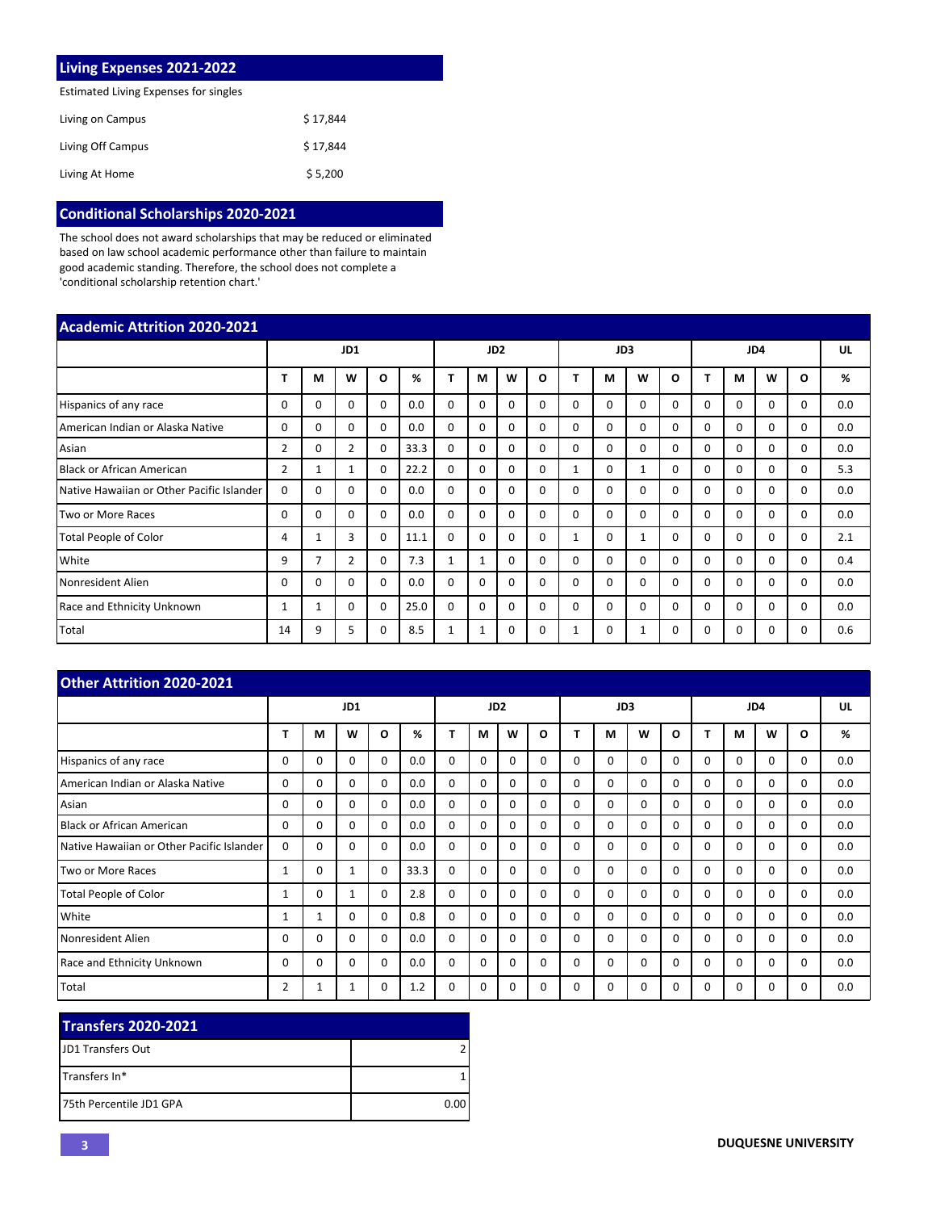## Living Expenses 2021-2022

Estimated Living Expenses for singles

| | |
|---|---|
| Living on Campus | $ 17,844 |
| Living Off Campus | $ 17,844 |
| Living At Home | $ 5,200 |

## Conditional Scholarships 2020-2021

The school does not award scholarships that may be reduced or eliminated based on law school academic performance other than failure to maintain good academic standing. Therefore, the school does not complete a 'conditional scholarship retention chart.'

## Academic Attrition 2020-2021

| | JD1 | | | | | JD2 | | | | JD3 | | | | JD4 | | | | UL |
|---|---|---|---|---|---|---|---|---|---|---|---|---|---|---|---|---|---|---|
| | T | M | W | O | % | T | M | W | O | T | M | W | O | T | M | W | O | % |
| Hispanics of any race | 0 | 0 | 0 | 0 | 0.0 | 0 | 0 | 0 | 0 | 0 | 0 | 0 | 0 | 0 | 0 | 0 | 0 | 0.0 |
| American Indian or Alaska Native | 0 | 0 | 0 | 0 | 0.0 | 0 | 0 | 0 | 0 | 0 | 0 | 0 | 0 | 0 | 0 | 0 | 0 | 0.0 |
| Asian | 2 | 0 | 2 | 0 | 33.3 | 0 | 0 | 0 | 0 | 0 | 0 | 0 | 0 | 0 | 0 | 0 | 0 | 0.0 |
| Black or African American | 2 | 1 | 1 | 0 | 22.2 | 0 | 0 | 0 | 0 | 1 | 0 | 1 | 0 | 0 | 0 | 0 | 0 | 5.3 |
| Native Hawaiian or Other Pacific Islander | 0 | 0 | 0 | 0 | 0.0 | 0 | 0 | 0 | 0 | 0 | 0 | 0 | 0 | 0 | 0 | 0 | 0 | 0.0 |
| Two or More Races | 0 | 0 | 0 | 0 | 0.0 | 0 | 0 | 0 | 0 | 0 | 0 | 0 | 0 | 0 | 0 | 0 | 0 | 0.0 |
| Total People of Color | 4 | 1 | 3 | 0 | 11.1 | 0 | 0 | 0 | 0 | 1 | 0 | 1 | 0 | 0 | 0 | 0 | 0 | 2.1 |
| White | 9 | 7 | 2 | 0 | 7.3 | 1 | 1 | 0 | 0 | 0 | 0 | 0 | 0 | 0 | 0 | 0 | 0 | 0.4 |
| Nonresident Alien | 0 | 0 | 0 | 0 | 0.0 | 0 | 0 | 0 | 0 | 0 | 0 | 0 | 0 | 0 | 0 | 0 | 0 | 0.0 |
| Race and Ethnicity Unknown | 1 | 1 | 0 | 0 | 25.0 | 0 | 0 | 0 | 0 | 0 | 0 | 0 | 0 | 0 | 0 | 0 | 0 | 0.0 |
| Total | 14 | 9 | 5 | 0 | 8.5 | 1 | 1 | 0 | 0 | 1 | 0 | 1 | 0 | 0 | 0 | 0 | 0 | 0.6 |

## Other Attrition 2020-2021

| | JD1 | | | | | JD2 | | | | JD3 | | | | JD4 | | | | UL |
|---|---|---|---|---|---|---|---|---|---|---|---|---|---|---|---|---|---|---|
| | T | M | W | O | % | T | M | W | O | T | M | W | O | T | M | W | O | % |
| Hispanics of any race | 0 | 0 | 0 | 0 | 0.0 | 0 | 0 | 0 | 0 | 0 | 0 | 0 | 0 | 0 | 0 | 0 | 0 | 0.0 |
| American Indian or Alaska Native | 0 | 0 | 0 | 0 | 0.0 | 0 | 0 | 0 | 0 | 0 | 0 | 0 | 0 | 0 | 0 | 0 | 0 | 0.0 |
| Asian | 0 | 0 | 0 | 0 | 0.0 | 0 | 0 | 0 | 0 | 0 | 0 | 0 | 0 | 0 | 0 | 0 | 0 | 0.0 |
| Black or African American | 0 | 0 | 0 | 0 | 0.0 | 0 | 0 | 0 | 0 | 0 | 0 | 0 | 0 | 0 | 0 | 0 | 0 | 0.0 |
| Native Hawaiian or Other Pacific Islander | 0 | 0 | 0 | 0 | 0.0 | 0 | 0 | 0 | 0 | 0 | 0 | 0 | 0 | 0 | 0 | 0 | 0 | 0.0 |
| Two or More Races | 1 | 0 | 1 | 0 | 33.3 | 0 | 0 | 0 | 0 | 0 | 0 | 0 | 0 | 0 | 0 | 0 | 0 | 0.0 |
| Total People of Color | 1 | 0 | 1 | 0 | 2.8 | 0 | 0 | 0 | 0 | 0 | 0 | 0 | 0 | 0 | 0 | 0 | 0 | 0.0 |
| White | 1 | 1 | 0 | 0 | 0.8 | 0 | 0 | 0 | 0 | 0 | 0 | 0 | 0 | 0 | 0 | 0 | 0 | 0.0 |
| Nonresident Alien | 0 | 0 | 0 | 0 | 0.0 | 0 | 0 | 0 | 0 | 0 | 0 | 0 | 0 | 0 | 0 | 0 | 0 | 0.0 |
| Race and Ethnicity Unknown | 0 | 0 | 0 | 0 | 0.0 | 0 | 0 | 0 | 0 | 0 | 0 | 0 | 0 | 0 | 0 | 0 | 0 | 0.0 |
| Total | 2 | 1 | 1 | 0 | 1.2 | 0 | 0 | 0 | 0 | 0 | 0 | 0 | 0 | 0 | 0 | 0 | 0 | 0.0 |

## Transfers 2020-2021

| | |
|---|---|
| JD1 Transfers Out | 2 |
| Transfers In* | 1 |
| 75th Percentile JD1 GPA | 0.00 |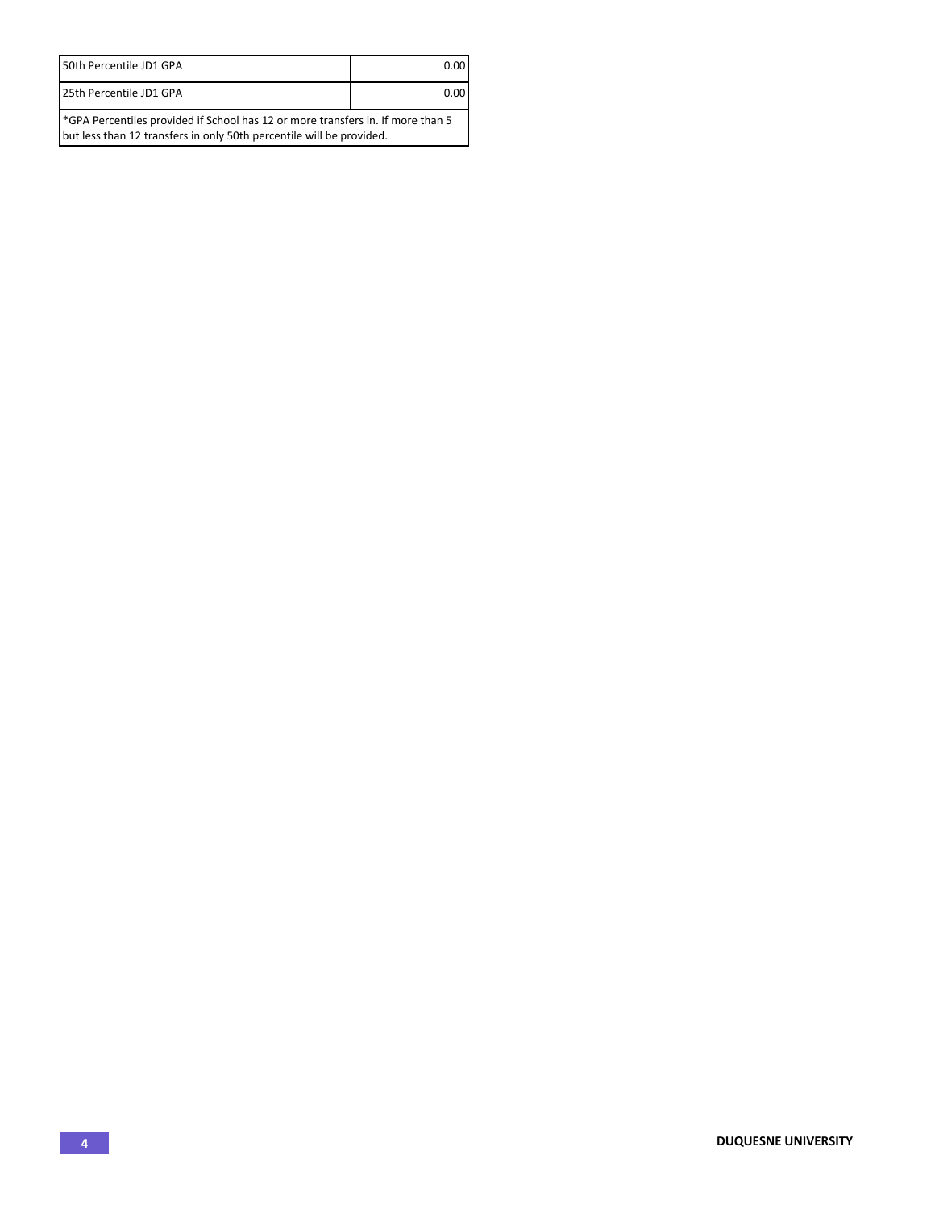| | |
|---|---|
| 50th Percentile JD1 GPA | 0.00 |
| 25th Percentile JD1 GPA | 0.00 |
| *GPA Percentiles provided if School has 12 or more transfers in. If more than 5 but less than 12 transfers in only 50th percentile will be provided. | |